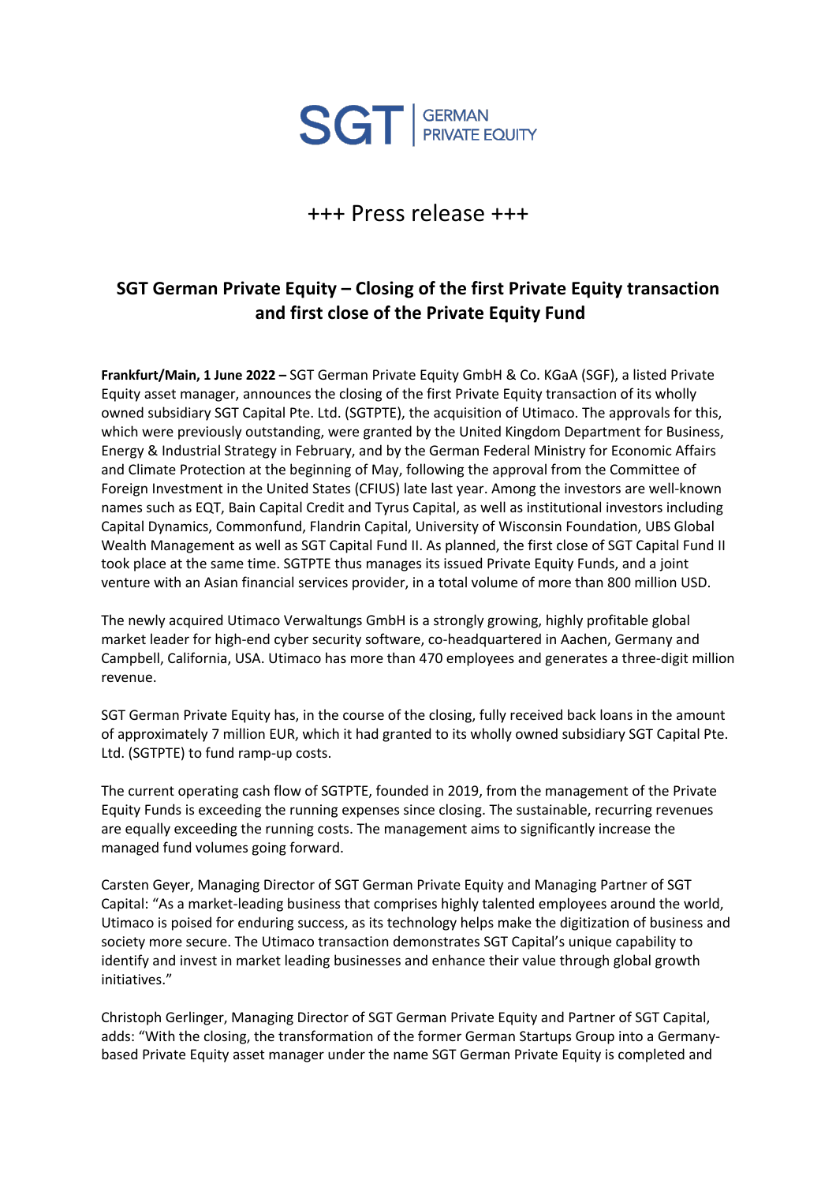SGT | GERMAN PRIVATE EQUITY

+++ Press release +++

## SGT German Private Equity – Closing of the first Private Equity transaction and first close of the Private Equity Fund

**Frankfurt/Main, 1 June 2022 –** SGT German Private Equity GmbH & Co. KGaA (SGF), a listed Private Equity asset manager, announces the closing of the first Private Equity transaction of its wholly owned subsidiary SGT Capital Pte. Ltd. (SGTPTE), the acquisition of Utimaco. The approvals for this, which were previously outstanding, were granted by the United Kingdom Department for Business, Energy & Industrial Strategy in February, and by the German Federal Ministry for Economic Affairs and Climate Protection at the beginning of May, following the approval from the Committee of Foreign Investment in the United States (CFIUS) late last year. Among the investors are well-known names such as EQT, Bain Capital Credit and Tyrus Capital, as well as institutional investors including Capital Dynamics, Commonfund, Flandrin Capital, University of Wisconsin Foundation, UBS Global Wealth Management as well as SGT Capital Fund II. As planned, the first close of SGT Capital Fund II took place at the same time. SGTPTE thus manages its issued Private Equity Funds, and a joint venture with an Asian financial services provider, in a total volume of more than 800 million USD.

The newly acquired Utimaco Verwaltungs GmbH is a strongly growing, highly profitable global market leader for high-end cyber security software, co-headquartered in Aachen, Germany and Campbell, California, USA. Utimaco has more than 470 employees and generates a three-digit million revenue.

SGT German Private Equity has, in the course of the closing, fully received back loans in the amount of approximately 7 million EUR, which it had granted to its wholly owned subsidiary SGT Capital Pte. Ltd. (SGTPTE) to fund ramp-up costs.

The current operating cash flow of SGTPTE, founded in 2019, from the management of the Private Equity Funds is exceeding the running expenses since closing. The sustainable, recurring revenues are equally exceeding the running costs. The management aims to significantly increase the managed fund volumes going forward.

Carsten Geyer, Managing Director of SGT German Private Equity and Managing Partner of SGT Capital: "As a market-leading business that comprises highly talented employees around the world, Utimaco is poised for enduring success, as its technology helps make the digitization of business and society more secure. The Utimaco transaction demonstrates SGT Capital's unique capability to identify and invest in market leading businesses and enhance their value through global growth initiatives."

Christoph Gerlinger, Managing Director of SGT German Private Equity and Partner of SGT Capital, adds: "With the closing, the transformation of the former German Startups Group into a Germany-based Private Equity asset manager under the name SGT German Private Equity is completed and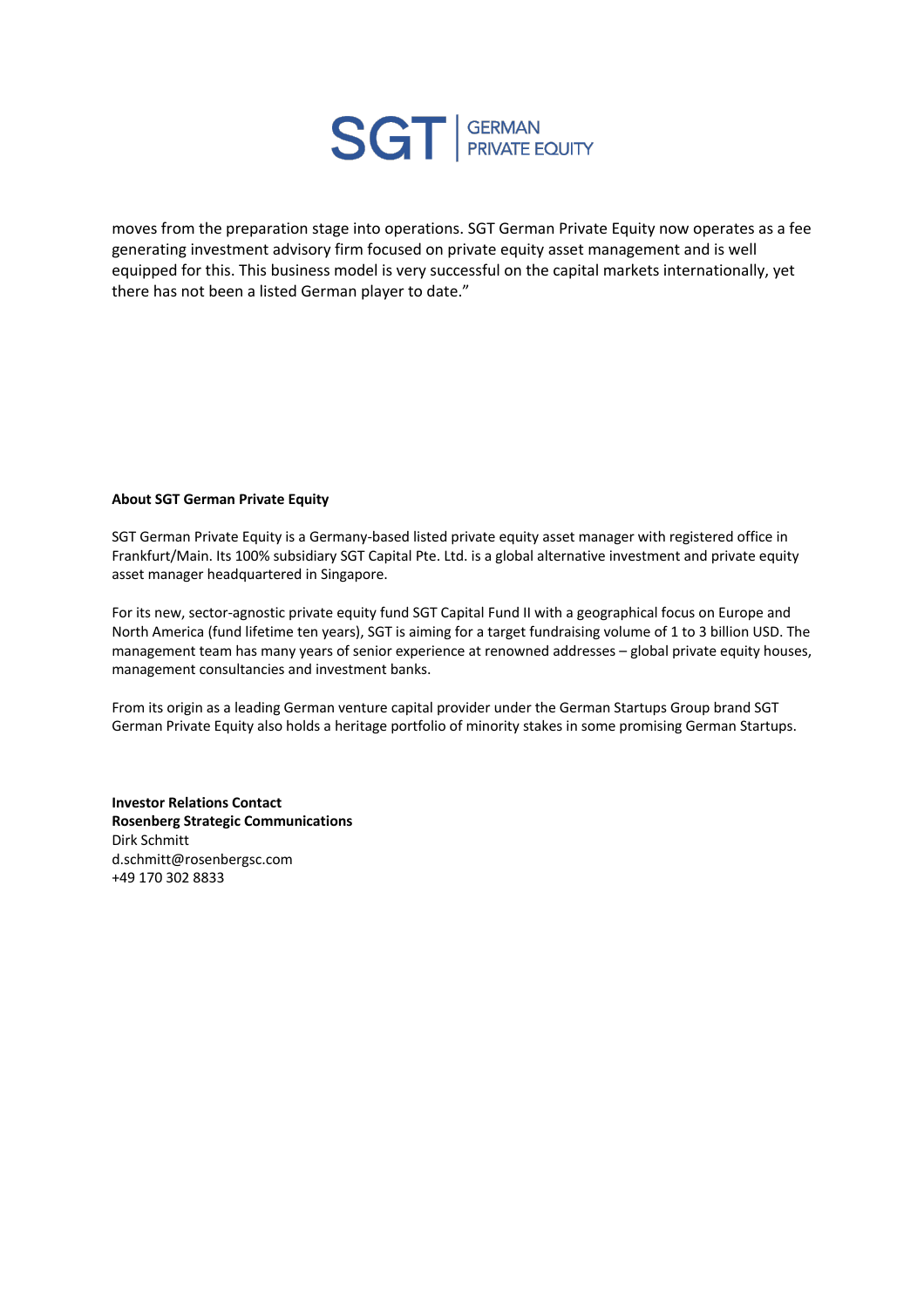moves from the preparation stage into operations. SGT German Private Equity now operates as a fee generating investment advisory firm focused on private equity asset management and is well equipped for this. This business model is very successful on the capital markets internationally, yet there has not been a listed German player to date."

**About SGT German Private Equity**

SGT German Private Equity is a Germany-based listed private equity asset manager with registered office in Frankfurt/Main. Its 100% subsidiary SGT Capital Pte. Ltd. is a global alternative investment and private equity asset manager headquartered in Singapore.

For its new, sector-agnostic private equity fund SGT Capital Fund II with a geographical focus on Europe and North America (fund lifetime ten years), SGT is aiming for a target fundraising volume of 1 to 3 billion USD. The management team has many years of senior experience at renowned addresses – global private equity houses, management consultancies and investment banks.

From its origin as a leading German venture capital provider under the German Startups Group brand SGT German Private Equity also holds a heritage portfolio of minority stakes in some promising German Startups.

**Investor Relations Contact**
**Rosenberg Strategic Communications**
Dirk Schmitt
d.schmitt@rosenbergsc.com
+49 170 302 8833